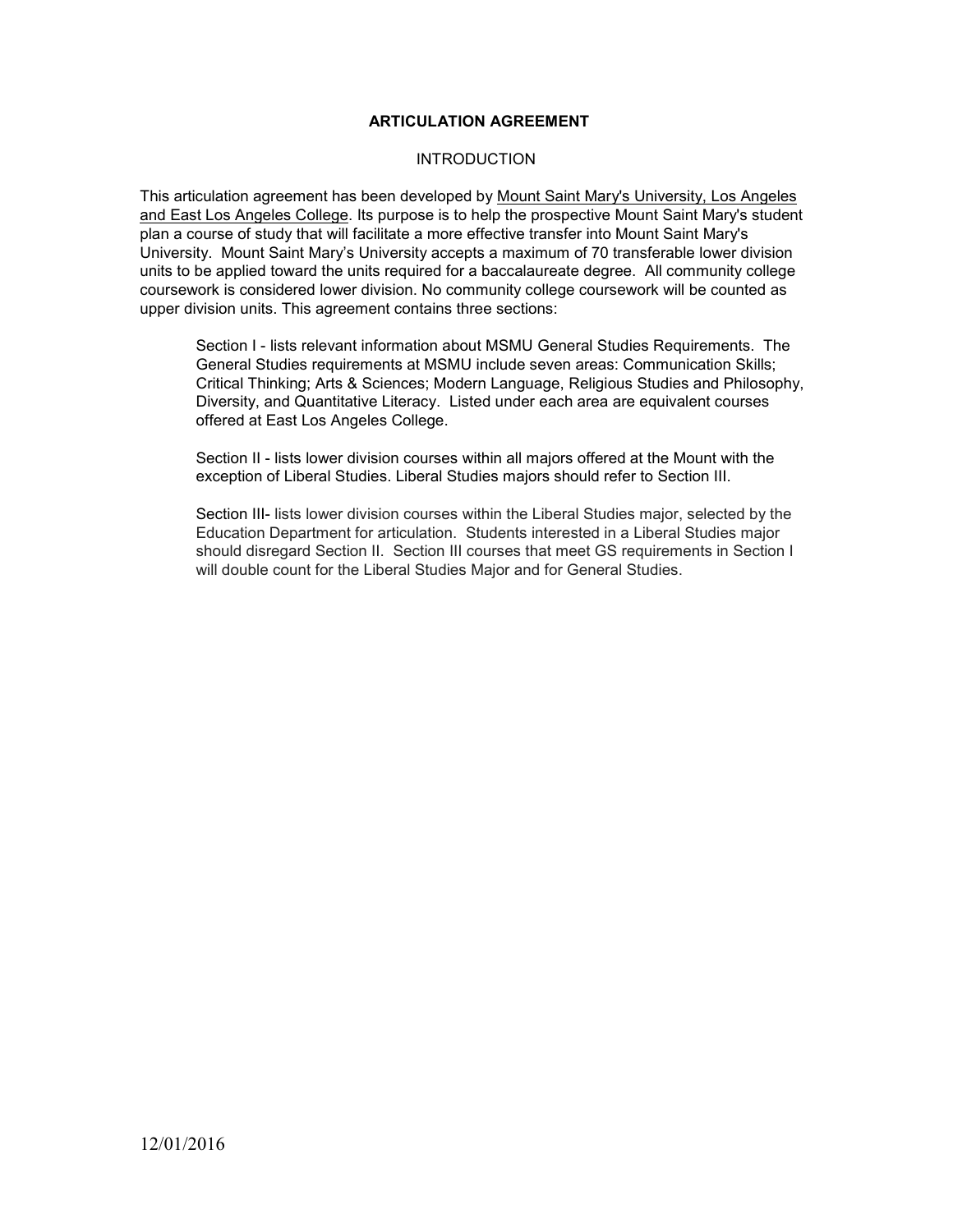# ARTICULATION AGREEMENT

## INTRODUCTION

This articulation agreement has been developed by Mount Saint Mary's University, Los Angeles and East Los Angeles College. Its purpose is to help the prospective Mount Saint Mary's student plan a course of study that will facilitate a more effective transfer into Mount Saint Mary's University. Mount Saint Mary's University accepts a maximum of 70 transferable lower division units to be applied toward the units required for a baccalaureate degree. All community college coursework is considered lower division. No community college coursework will be counted as upper division units. This agreement contains three sections:

Section I - lists relevant information about MSMU General Studies Requirements. The General Studies requirements at MSMU include seven areas: Communication Skills; Critical Thinking; Arts & Sciences; Modern Language, Religious Studies and Philosophy, Diversity, and Quantitative Literacy. Listed under each area are equivalent courses offered at East Los Angeles College.

Section II - lists lower division courses within all majors offered at the Mount with the exception of Liberal Studies. Liberal Studies majors should refer to Section III.

Section III- lists lower division courses within the Liberal Studies major, selected by the Education Department for articulation. Students interested in a Liberal Studies major should disregard Section II. Section III courses that meet GS requirements in Section I will double count for the Liberal Studies Major and for General Studies.

12/01/2016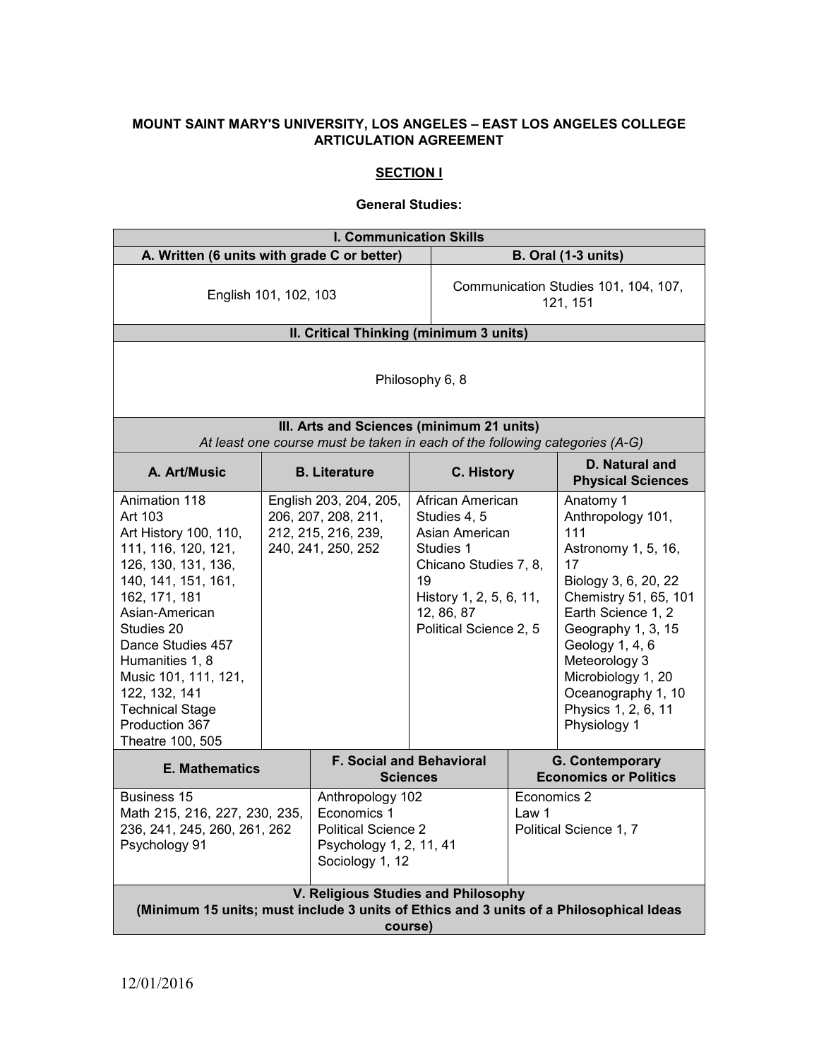**MOUNT SAINT MARY'S UNIVERSITY, LOS ANGELES – EAST LOS ANGELES COLLEGE ARTICULATION AGREEMENT**

**SECTION I**

**General Studies:**

| I. Communication Skills | |
|---|---|
| **A. Written (6 units with grade C or better)** | **B. Oral (1-3 units)** |
| English 101, 102, 103 | Communication Studies 101, 104, 107, 121, 151 |

| II. Critical Thinking (minimum 3 units) |
|---|
| Philosophy 6, 8 |

| III. Arts and Sciences (minimum 21 units) *At least one course must be taken in each of the following categories (A-G)* | | | |
|---|---|---|---|
| **A. Art/Music** | **B. Literature** | **C. History** | **D. Natural and Physical Sciences** |
| Animation 118<br>Art 103<br>Art History 100, 110, 111, 116, 120, 121, 126, 130, 131, 136, 140, 141, 151, 161, 162, 171, 181<br>Asian-American Studies 20<br>Dance Studies 457<br>Humanities 1, 8<br>Music 101, 111, 121, 122, 132, 141<br>Technical Stage Production 367<br>Theatre 100, 505 | English 203, 204, 205, 206, 207, 208, 211, 212, 215, 216, 239, 240, 241, 250, 252 | African American Studies 4, 5<br>Asian American Studies 1<br>Chicano Studies 7, 8, 19<br>History 1, 2, 5, 6, 11, 12, 86, 87<br>Political Science 2, 5 | Anatomy 1<br>Anthropology 101, 111<br>Astronomy 1, 5, 16, 17<br>Biology 3, 6, 20, 22<br>Chemistry 51, 65, 101<br>Earth Science 1, 2<br>Geography 1, 3, 15<br>Geology 1, 4, 6<br>Meteorology 3<br>Microbiology 1, 20<br>Oceanography 1, 10<br>Physics 1, 2, 6, 11<br>Physiology 1 |

| E. Mathematics | F. Social and Behavioral Sciences | G. Contemporary Economics or Politics |
|---|---|---|
| Business 15<br>Math 215, 216, 227, 230, 235, 236, 241, 245, 260, 261, 262<br>Psychology 91 | Anthropology 102<br>Economics 1<br>Political Science 2<br>Psychology 1, 2, 11, 41<br>Sociology 1, 12 | Economics 2<br>Law 1<br>Political Science 1, 7 |

| V. Religious Studies and Philosophy (Minimum 15 units; must include 3 units of Ethics and 3 units of a Philosophical Ideas course) |
|---|

12/01/2016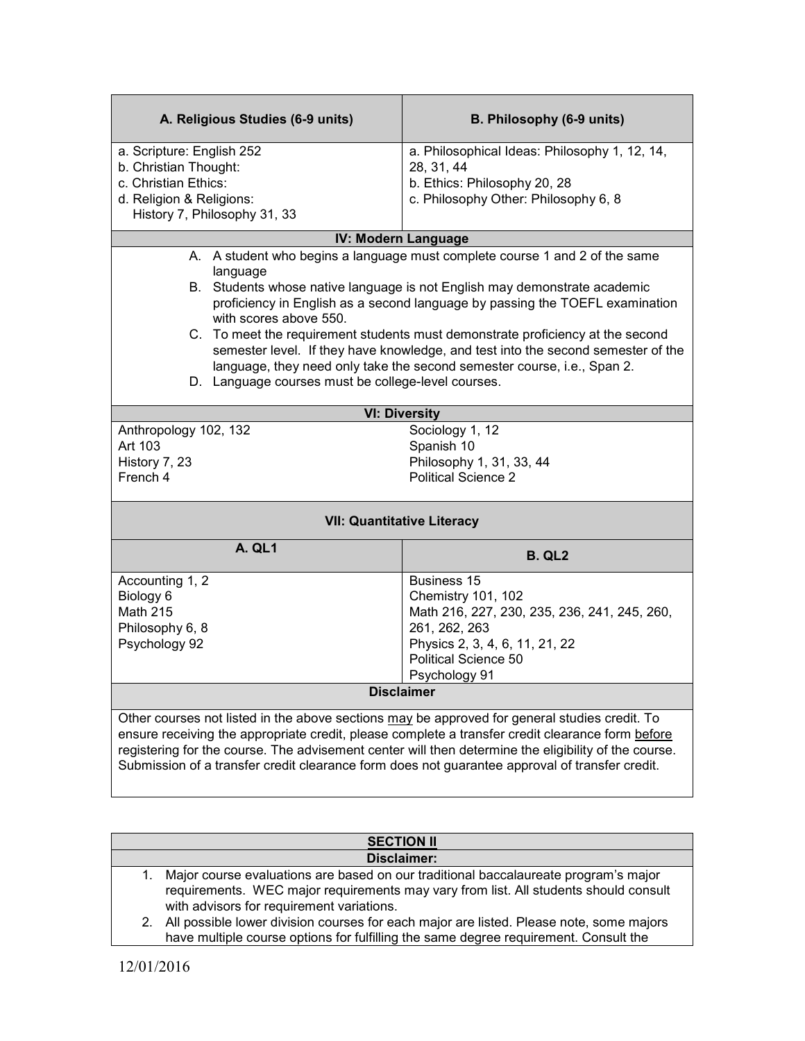| A. Religious Studies (6-9 units) | B. Philosophy (6-9 units) |
|---|---|
| a. Scripture: English 252<br>b. Christian Thought:<br>c. Christian Ethics:<br>d. Religion & Religions:<br>History 7, Philosophy 31, 33 | a. Philosophical Ideas: Philosophy 1, 12, 14, 28, 31, 44<br>b. Ethics: Philosophy 20, 28<br>c. Philosophy Other: Philosophy 6, 8 |

**IV: Modern Language**

A. A student who begins a language must complete course 1 and 2 of the same language
B. Students whose native language is not English may demonstrate academic proficiency in English as a second language by passing the TOEFL examination with scores above 550.
C. To meet the requirement students must demonstrate proficiency at the second semester level. If they have knowledge, and test into the second semester of the language, they need only take the second semester course, i.e., Span 2.
D. Language courses must be college-level courses.

**VI: Diversity**

| | |
|---|---|
| Anthropology 102, 132 | Sociology 1, 12 |
| Art 103 | Spanish 10 |
| History 7, 23 | Philosophy 1, 31, 33, 44 |
| French 4 | Political Science 2 |

**VII: Quantitative Literacy**

| A. QL1 | B. QL2 |
|---|---|
| Accounting 1, 2<br>Biology 6<br>Math 215<br>Philosophy 6, 8<br>Psychology 92 | Business 15<br>Chemistry 101, 102<br>Math 216, 227, 230, 235, 236, 241, 245, 260, 261, 262, 263<br>Physics 2, 3, 4, 6, 11, 21, 22<br>Political Science 50<br>Psychology 91 |

**Disclaimer**

Other courses not listed in the above sections may be approved for general studies credit. To ensure receiving the appropriate credit, please complete a transfer credit clearance form before registering for the course. The advisement center will then determine the eligibility of the course. Submission of a transfer credit clearance form does not guarantee approval of transfer credit.

**SECTION II**

**Disclaimer:**

1. Major course evaluations are based on our traditional baccalaureate program's major requirements. WEC major requirements may vary from list. All students should consult with advisors for requirement variations.
2. All possible lower division courses for each major are listed. Please note, some majors have multiple course options for fulfilling the same degree requirement. Consult the

12/01/2016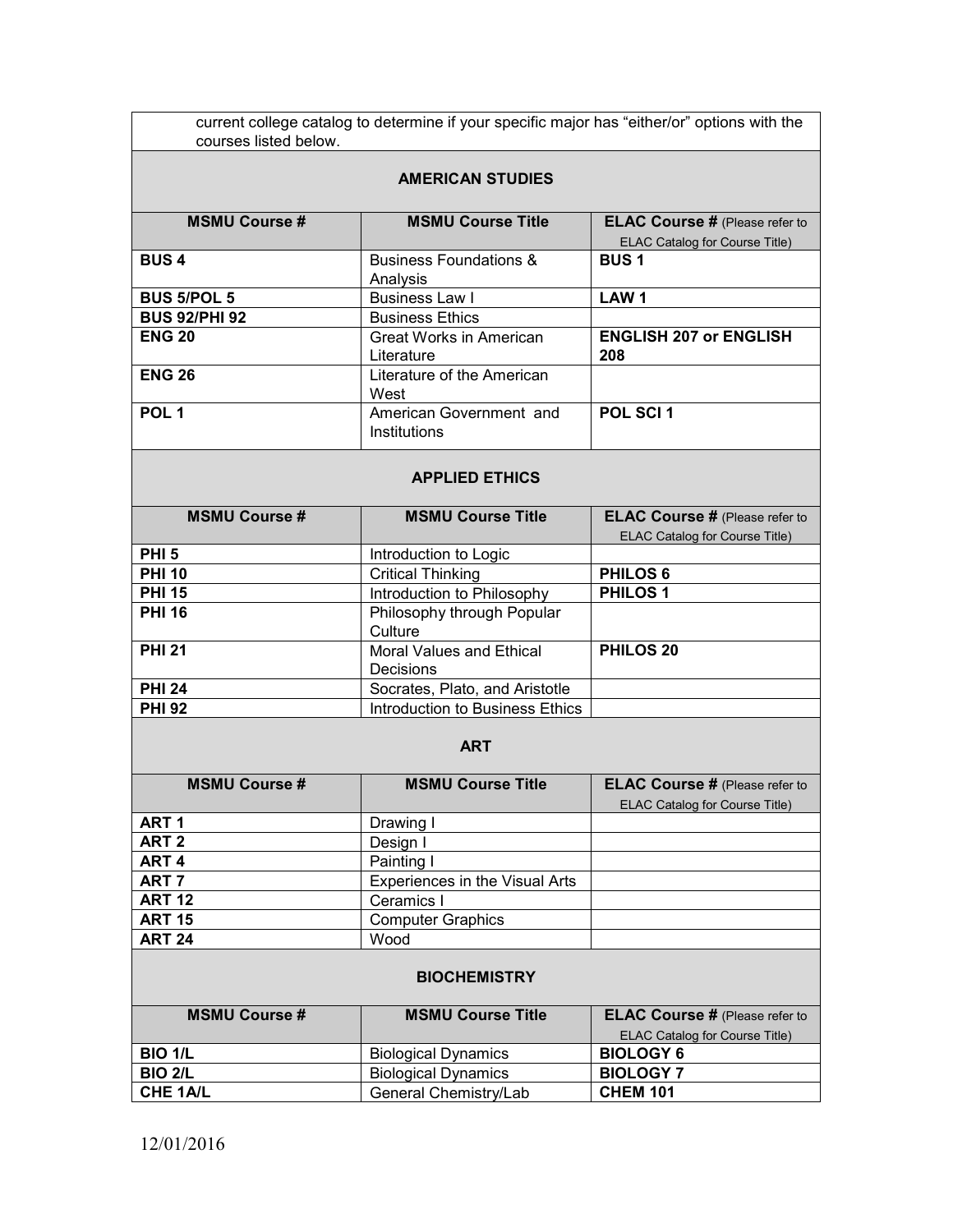current college catalog to determine if your specific major has "either/or" options with the courses listed below.

## AMERICAN STUDIES

| MSMU Course # | MSMU Course Title | ELAC Course # (Please refer to ELAC Catalog for Course Title) |
|---|---|---|
| **BUS 4** | Business Foundations & Analysis | **BUS 1** |
| **BUS 5/POL 5** | Business Law I | **LAW 1** |
| **BUS 92/PHI 92** | Business Ethics | |
| **ENG 20** | Great Works in American Literature | **ENGLISH 207 or ENGLISH 208** |
| **ENG 26** | Literature of the American West | |
| **POL 1** | American Government and Institutions | **POL SCI 1** |

## APPLIED ETHICS

| MSMU Course # | MSMU Course Title | ELAC Course # (Please refer to ELAC Catalog for Course Title) |
|---|---|---|
| **PHI 5** | Introduction to Logic | |
| **PHI 10** | Critical Thinking | **PHILOS 6** |
| **PHI 15** | Introduction to Philosophy | **PHILOS 1** |
| **PHI 16** | Philosophy through Popular Culture | |
| **PHI 21** | Moral Values and Ethical Decisions | **PHILOS 20** |
| **PHI 24** | Socrates, Plato, and Aristotle | |
| **PHI 92** | Introduction to Business Ethics | |

## ART

| MSMU Course # | MSMU Course Title | ELAC Course # (Please refer to ELAC Catalog for Course Title) |
|---|---|---|
| **ART 1** | Drawing I | |
| **ART 2** | Design I | |
| **ART 4** | Painting I | |
| **ART 7** | Experiences in the Visual Arts | |
| **ART 12** | Ceramics I | |
| **ART 15** | Computer Graphics | |
| **ART 24** | Wood | |

## BIOCHEMISTRY

| MSMU Course # | MSMU Course Title | ELAC Course # (Please refer to ELAC Catalog for Course Title) |
|---|---|---|
| **BIO 1/L** | Biological Dynamics | **BIOLOGY 6** |
| **BIO 2/L** | Biological Dynamics | **BIOLOGY 7** |
| **CHE 1A/L** | General Chemistry/Lab | **CHEM 101** |

12/01/2016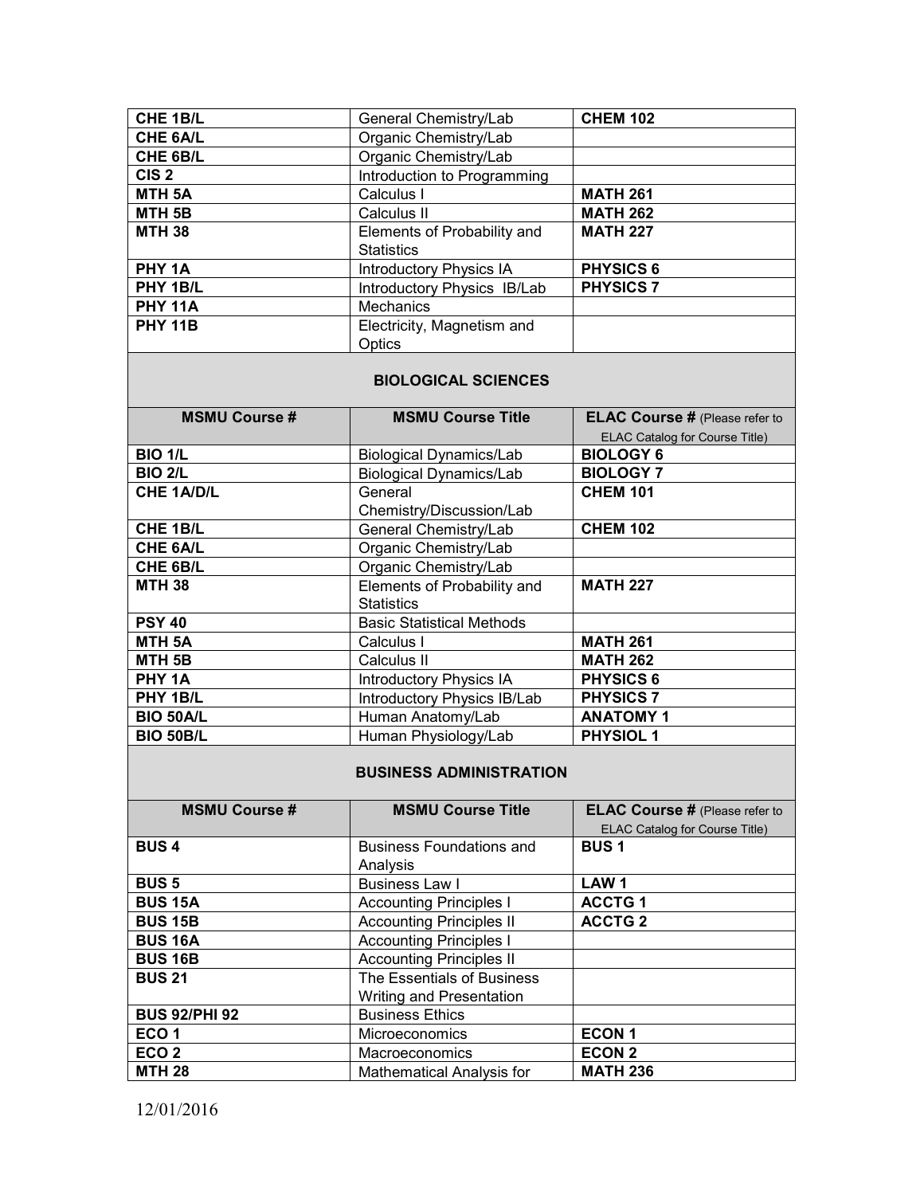| | | |
|---|---|---|
| **CHE 1B/L** | General Chemistry/Lab | **CHEM 102** |
| **CHE 6A/L** | Organic Chemistry/Lab | |
| **CHE 6B/L** | Organic Chemistry/Lab | |
| **CIS 2** | Introduction to Programming | |
| **MTH 5A** | Calculus I | **MATH 261** |
| **MTH 5B** | Calculus II | **MATH 262** |
| **MTH 38** | Elements of Probability and Statistics | **MATH 227** |
| **PHY 1A** | Introductory Physics IA | **PHYSICS 6** |
| **PHY 1B/L** | Introductory Physics IB/Lab | **PHYSICS 7** |
| **PHY 11A** | Mechanics | |
| **PHY 11B** | Electricity, Magnetism and Optics | |

## BIOLOGICAL SCIENCES

| MSMU Course # | MSMU Course Title | ELAC Course # (Please refer to ELAC Catalog for Course Title) |
|---|---|---|
| **BIO 1/L** | Biological Dynamics/Lab | **BIOLOGY 6** |
| **BIO 2/L** | Biological Dynamics/Lab | **BIOLOGY 7** |
| **CHE 1A/D/L** | General Chemistry/Discussion/Lab | **CHEM 101** |
| **CHE 1B/L** | General Chemistry/Lab | **CHEM 102** |
| **CHE 6A/L** | Organic Chemistry/Lab | |
| **CHE 6B/L** | Organic Chemistry/Lab | |
| **MTH 38** | Elements of Probability and Statistics | **MATH 227** |
| **PSY 40** | Basic Statistical Methods | |
| **MTH 5A** | Calculus I | **MATH 261** |
| **MTH 5B** | Calculus II | **MATH 262** |
| **PHY 1A** | Introductory Physics IA | **PHYSICS 6** |
| **PHY 1B/L** | Introductory Physics IB/Lab | **PHYSICS 7** |
| **BIO 50A/L** | Human Anatomy/Lab | **ANATOMY 1** |
| **BIO 50B/L** | Human Physiology/Lab | **PHYSIOL 1** |

## BUSINESS ADMINISTRATION

| MSMU Course # | MSMU Course Title | ELAC Course # (Please refer to ELAC Catalog for Course Title) |
|---|---|---|
| **BUS 4** | Business Foundations and Analysis | **BUS 1** |
| **BUS 5** | Business Law I | **LAW 1** |
| **BUS 15A** | Accounting Principles I | **ACCTG 1** |
| **BUS 15B** | Accounting Principles II | **ACCTG 2** |
| **BUS 16A** | Accounting Principles I | |
| **BUS 16B** | Accounting Principles II | |
| **BUS 21** | The Essentials of Business Writing and Presentation | |
| **BUS 92/PHI 92** | Business Ethics | |
| **ECO 1** | Microeconomics | **ECON 1** |
| **ECO 2** | Macroeconomics | **ECON 2** |
| **MTH 28** | Mathematical Analysis for | **MATH 236** |

12/01/2016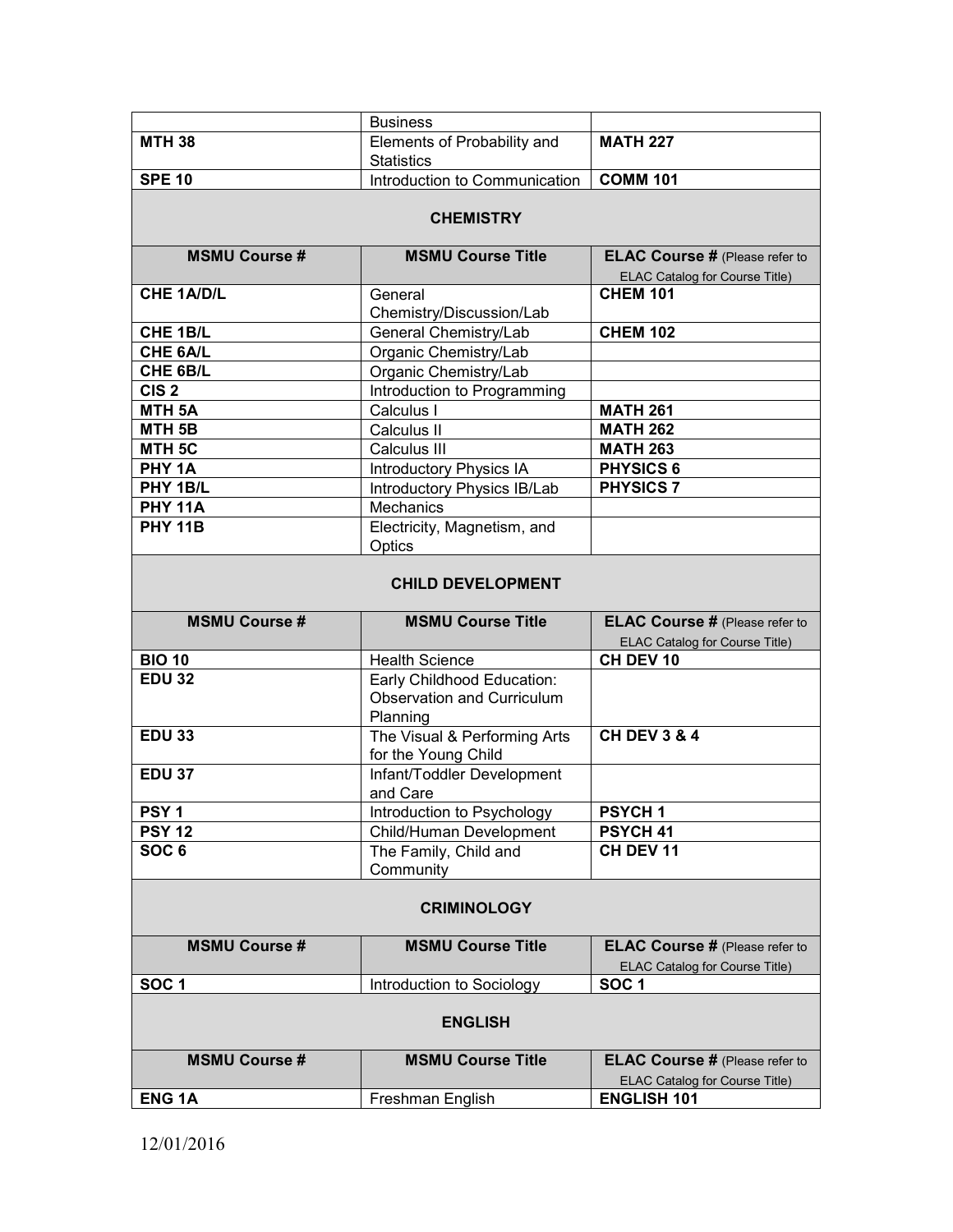| | | |
|---|---|---|
| | Business | |
| **MTH 38** | Elements of Probability and Statistics | **MATH 227** |
| **SPE 10** | Introduction to Communication | **COMM 101** |

## CHEMISTRY

| MSMU Course # | MSMU Course Title | ELAC Course # (Please refer to ELAC Catalog for Course Title) |
|---|---|---|
| **CHE 1A/D/L** | General Chemistry/Discussion/Lab | **CHEM 101** |
| **CHE 1B/L** | General Chemistry/Lab | **CHEM 102** |
| **CHE 6A/L** | Organic Chemistry/Lab | |
| **CHE 6B/L** | Organic Chemistry/Lab | |
| **CIS 2** | Introduction to Programming | |
| **MTH 5A** | Calculus I | **MATH 261** |
| **MTH 5B** | Calculus II | **MATH 262** |
| **MTH 5C** | Calculus III | **MATH 263** |
| **PHY 1A** | Introductory Physics IA | **PHYSICS 6** |
| **PHY 1B/L** | Introductory Physics IB/Lab | **PHYSICS 7** |
| **PHY 11A** | Mechanics | |
| **PHY 11B** | Electricity, Magnetism, and Optics | |

## CHILD DEVELOPMENT

| MSMU Course # | MSMU Course Title | ELAC Course # (Please refer to ELAC Catalog for Course Title) |
|---|---|---|
| **BIO 10** | Health Science | **CH DEV 10** |
| **EDU 32** | Early Childhood Education: Observation and Curriculum Planning | |
| **EDU 33** | The Visual & Performing Arts for the Young Child | **CH DEV 3 & 4** |
| **EDU 37** | Infant/Toddler Development and Care | |
| **PSY 1** | Introduction to Psychology | **PSYCH 1** |
| **PSY 12** | Child/Human Development | **PSYCH 41** |
| **SOC 6** | The Family, Child and Community | **CH DEV 11** |

## CRIMINOLOGY

| MSMU Course # | MSMU Course Title | ELAC Course # (Please refer to ELAC Catalog for Course Title) |
|---|---|---|
| **SOC 1** | Introduction to Sociology | **SOC 1** |

## ENGLISH

| MSMU Course # | MSMU Course Title | ELAC Course # (Please refer to ELAC Catalog for Course Title) |
|---|---|---|
| **ENG 1A** | Freshman English | **ENGLISH 101** |

12/01/2016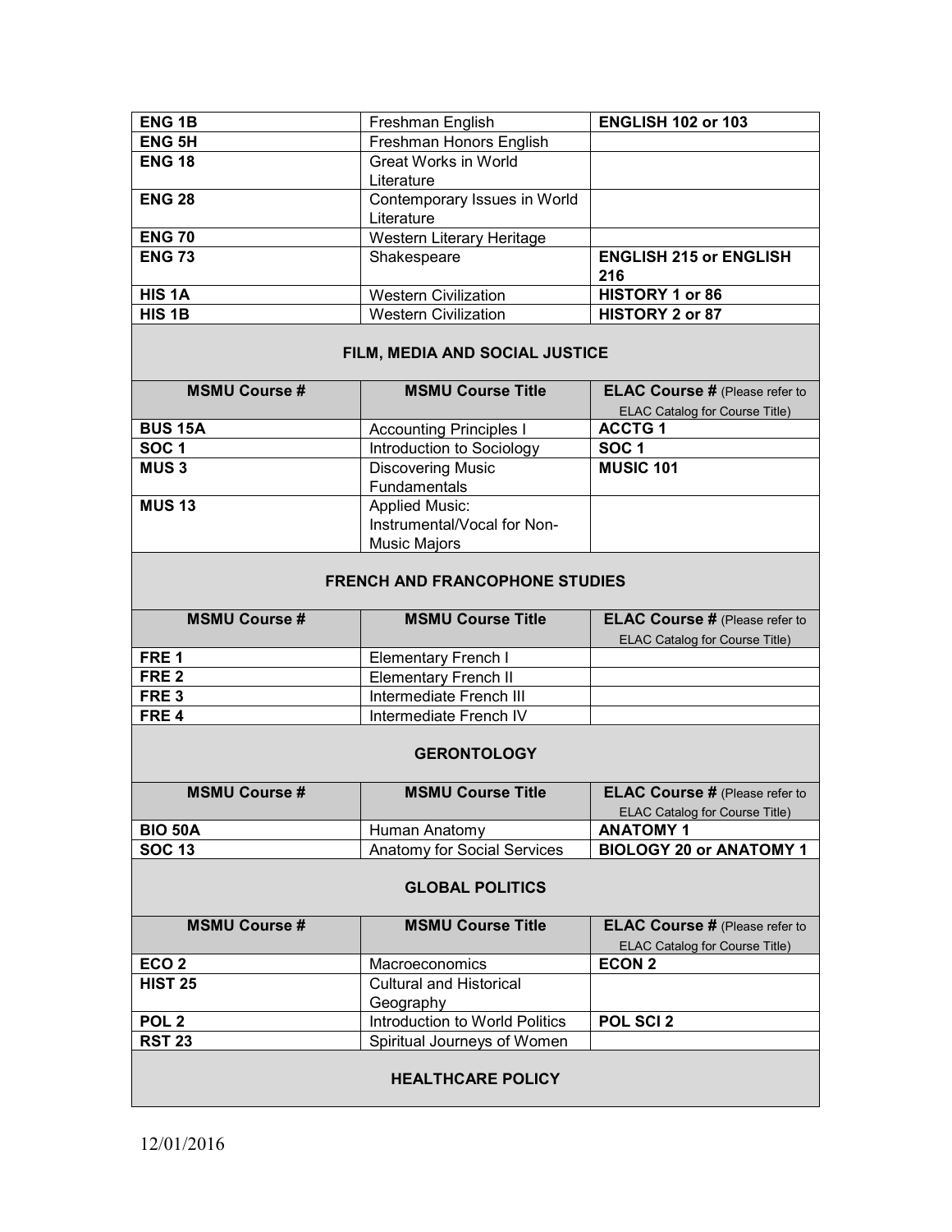| | | |
|---|---|---|
| **ENG 1B** | Freshman English | **ENGLISH 102 or 103** |
| **ENG 5H** | Freshman Honors English | |
| **ENG 18** | Great Works in World Literature | |
| **ENG 28** | Contemporary Issues in World Literature | |
| **ENG 70** | Western Literary Heritage | |
| **ENG 73** | Shakespeare | **ENGLISH 215 or ENGLISH 216** |
| **HIS 1A** | Western Civilization | **HISTORY 1 or 86** |
| **HIS 1B** | Western Civilization | **HISTORY 2 or 87** |

## FILM, MEDIA AND SOCIAL JUSTICE

| MSMU Course # | MSMU Course Title | ELAC Course # (Please refer to ELAC Catalog for Course Title) |
|---|---|---|
| **BUS 15A** | Accounting Principles I | **ACCTG 1** |
| **SOC 1** | Introduction to Sociology | **SOC 1** |
| **MUS 3** | Discovering Music Fundamentals | **MUSIC 101** |
| **MUS 13** | Applied Music: Instrumental/Vocal for Non-Music Majors | |

## FRENCH AND FRANCOPHONE STUDIES

| MSMU Course # | MSMU Course Title | ELAC Course # (Please refer to ELAC Catalog for Course Title) |
|---|---|---|
| **FRE 1** | Elementary French I | |
| **FRE 2** | Elementary French II | |
| **FRE 3** | Intermediate French III | |
| **FRE 4** | Intermediate French IV | |

## GERONTOLOGY

| MSMU Course # | MSMU Course Title | ELAC Course # (Please refer to ELAC Catalog for Course Title) |
|---|---|---|
| **BIO 50A** | Human Anatomy | **ANATOMY 1** |
| **SOC 13** | Anatomy for Social Services | **BIOLOGY 20 or ANATOMY 1** |

## GLOBAL POLITICS

| MSMU Course # | MSMU Course Title | ELAC Course # (Please refer to ELAC Catalog for Course Title) |
|---|---|---|
| **ECO 2** | Macroeconomics | **ECON 2** |
| **HIST 25** | Cultural and Historical Geography | |
| **POL 2** | Introduction to World Politics | **POL SCI 2** |
| **RST 23** | Spiritual Journeys of Women | |

## HEALTHCARE POLICY

12/01/2016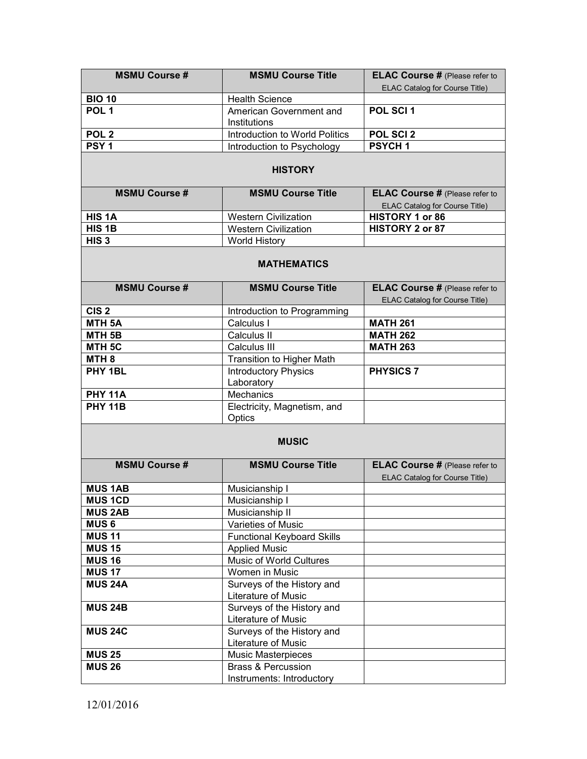| MSMU Course # | MSMU Course Title | ELAC Course # (Please refer to ELAC Catalog for Course Title) |
| --- | --- | --- |
| **BIO 10** | Health Science | |
| **POL 1** | American Government and Institutions | **POL SCI 1** |
| **POL 2** | Introduction to World Politics | **POL SCI 2** |
| **PSY 1** | Introduction to Psychology | **PSYCH 1** |

## HISTORY

| MSMU Course # | MSMU Course Title | ELAC Course # (Please refer to ELAC Catalog for Course Title) |
| --- | --- | --- |
| **HIS 1A** | Western Civilization | **HISTORY 1 or 86** |
| **HIS 1B** | Western Civilization | **HISTORY 2 or 87** |
| **HIS 3** | World History | |

## MATHEMATICS

| MSMU Course # | MSMU Course Title | ELAC Course # (Please refer to ELAC Catalog for Course Title) |
| --- | --- | --- |
| **CIS 2** | Introduction to Programming | |
| **MTH 5A** | Calculus I | **MATH 261** |
| **MTH 5B** | Calculus II | **MATH 262** |
| **MTH 5C** | Calculus III | **MATH 263** |
| **MTH 8** | Transition to Higher Math | |
| **PHY 1BL** | Introductory Physics Laboratory | **PHYSICS 7** |
| **PHY 11A** | Mechanics | |
| **PHY 11B** | Electricity, Magnetism, and Optics | |

## MUSIC

| MSMU Course # | MSMU Course Title | ELAC Course # (Please refer to ELAC Catalog for Course Title) |
| --- | --- | --- |
| **MUS 1AB** | Musicianship I | |
| **MUS 1CD** | Musicianship I | |
| **MUS 2AB** | Musicianship II | |
| **MUS 6** | Varieties of Music | |
| **MUS 11** | Functional Keyboard Skills | |
| **MUS 15** | Applied Music | |
| **MUS 16** | Music of World Cultures | |
| **MUS 17** | Women in Music | |
| **MUS 24A** | Surveys of the History and Literature of Music | |
| **MUS 24B** | Surveys of the History and Literature of Music | |
| **MUS 24C** | Surveys of the History and Literature of Music | |
| **MUS 25** | Music Masterpieces | |
| **MUS 26** | Brass & Percussion Instruments: Introductory | |

12/01/2016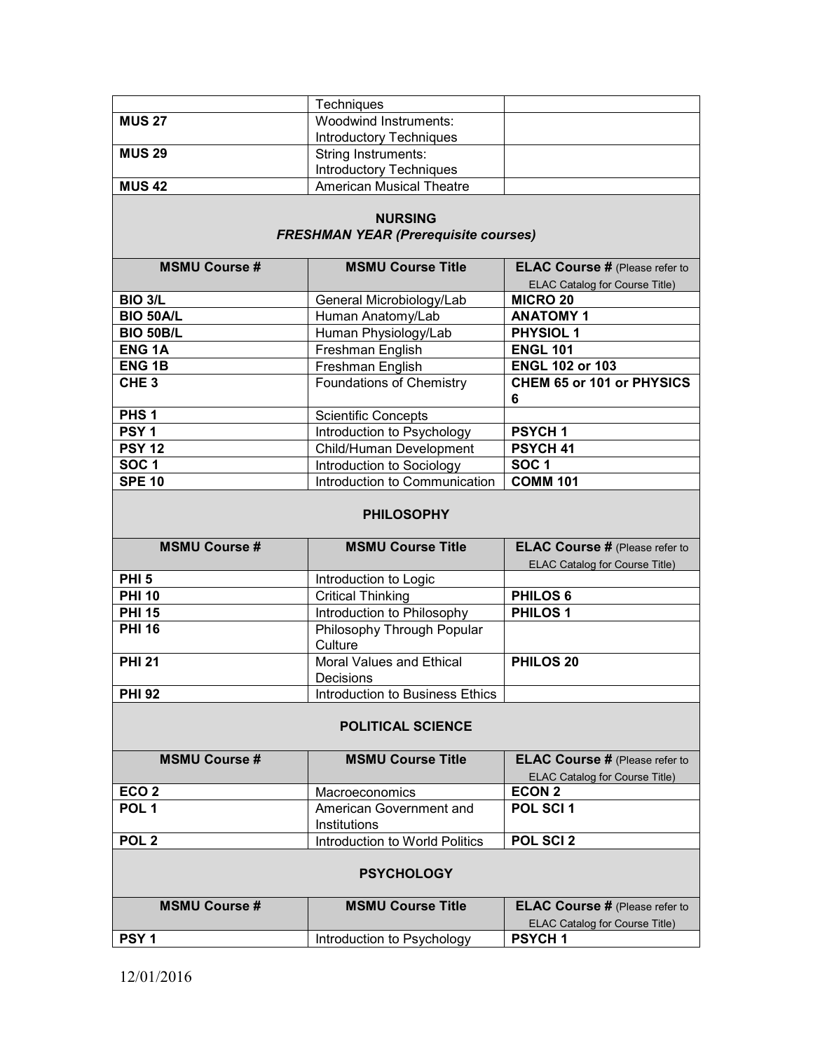| | | |
|---|---|---|
| | Techniques | |
| **MUS 27** | Woodwind Instruments: Introductory Techniques | |
| **MUS 29** | String Instruments: Introductory Techniques | |
| **MUS 42** | American Musical Theatre | |

## NURSING

### *FRESHMAN YEAR (Prerequisite courses)*

| MSMU Course # | MSMU Course Title | ELAC Course # (Please refer to ELAC Catalog for Course Title) |
|---|---|---|
| **BIO 3/L** | General Microbiology/Lab | **MICRO 20** |
| **BIO 50A/L** | Human Anatomy/Lab | **ANATOMY 1** |
| **BIO 50B/L** | Human Physiology/Lab | **PHYSIOL 1** |
| **ENG 1A** | Freshman English | **ENGL 101** |
| **ENG 1B** | Freshman English | **ENGL 102 or 103** |
| **CHE 3** | Foundations of Chemistry | **CHEM 65 or 101 or PHYSICS 6** |
| **PHS 1** | Scientific Concepts | |
| **PSY 1** | Introduction to Psychology | **PSYCH 1** |
| **PSY 12** | Child/Human Development | **PSYCH 41** |
| **SOC 1** | Introduction to Sociology | **SOC 1** |
| **SPE 10** | Introduction to Communication | **COMM 101** |

## PHILOSOPHY

| MSMU Course # | MSMU Course Title | ELAC Course # (Please refer to ELAC Catalog for Course Title) |
|---|---|---|
| **PHI 5** | Introduction to Logic | |
| **PHI 10** | Critical Thinking | **PHILOS 6** |
| **PHI 15** | Introduction to Philosophy | **PHILOS 1** |
| **PHI 16** | Philosophy Through Popular Culture | |
| **PHI 21** | Moral Values and Ethical Decisions | **PHILOS 20** |
| **PHI 92** | Introduction to Business Ethics | |

## POLITICAL SCIENCE

| MSMU Course # | MSMU Course Title | ELAC Course # (Please refer to ELAC Catalog for Course Title) |
|---|---|---|
| **ECO 2** | Macroeconomics | **ECON 2** |
| **POL 1** | American Government and Institutions | **POL SCI 1** |
| **POL 2** | Introduction to World Politics | **POL SCI 2** |

## PSYCHOLOGY

| MSMU Course # | MSMU Course Title | ELAC Course # (Please refer to ELAC Catalog for Course Title) |
|---|---|---|
| **PSY 1** | Introduction to Psychology | **PSYCH 1** |

12/01/2016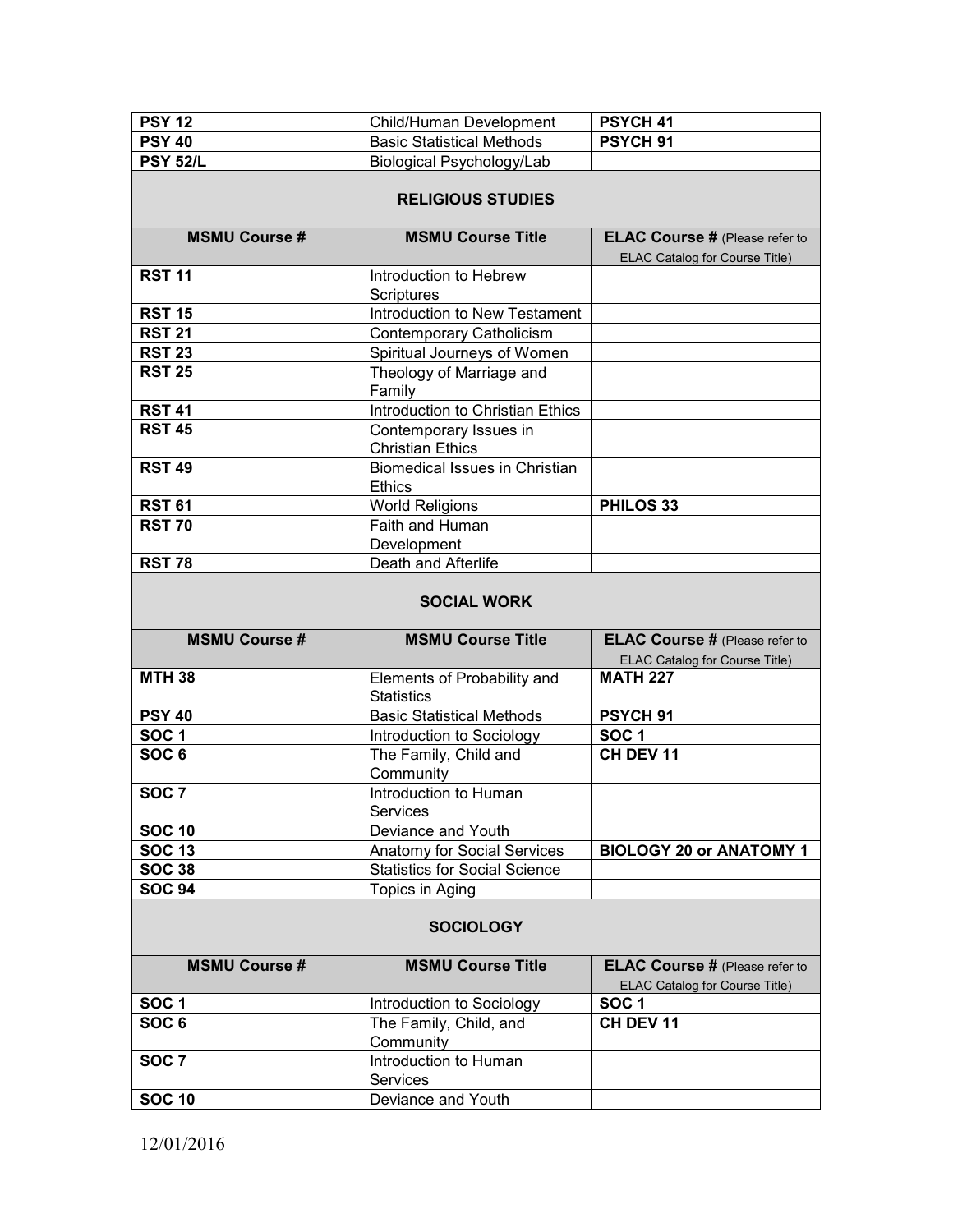| | | |
|---|---|---|
| **PSY 12** | Child/Human Development | **PSYCH 41** |
| **PSY 40** | Basic Statistical Methods | **PSYCH 91** |
| **PSY 52/L** | Biological Psychology/Lab | |

## RELIGIOUS STUDIES

| MSMU Course # | MSMU Course Title | ELAC Course # (Please refer to ELAC Catalog for Course Title) |
|---|---|---|
| **RST 11** | Introduction to Hebrew Scriptures | |
| **RST 15** | Introduction to New Testament | |
| **RST 21** | Contemporary Catholicism | |
| **RST 23** | Spiritual Journeys of Women | |
| **RST 25** | Theology of Marriage and Family | |
| **RST 41** | Introduction to Christian Ethics | |
| **RST 45** | Contemporary Issues in Christian Ethics | |
| **RST 49** | Biomedical Issues in Christian Ethics | |
| **RST 61** | World Religions | **PHILOS 33** |
| **RST 70** | Faith and Human Development | |
| **RST 78** | Death and Afterlife | |

## SOCIAL WORK

| MSMU Course # | MSMU Course Title | ELAC Course # (Please refer to ELAC Catalog for Course Title) |
|---|---|---|
| **MTH 38** | Elements of Probability and Statistics | **MATH 227** |
| **PSY 40** | Basic Statistical Methods | **PSYCH 91** |
| **SOC 1** | Introduction to Sociology | **SOC 1** |
| **SOC 6** | The Family, Child and Community | **CH DEV 11** |
| **SOC 7** | Introduction to Human Services | |
| **SOC 10** | Deviance and Youth | |
| **SOC 13** | Anatomy for Social Services | **BIOLOGY 20 or ANATOMY 1** |
| **SOC 38** | Statistics for Social Science | |
| **SOC 94** | Topics in Aging | |

## SOCIOLOGY

| MSMU Course # | MSMU Course Title | ELAC Course # (Please refer to ELAC Catalog for Course Title) |
|---|---|---|
| **SOC 1** | Introduction to Sociology | **SOC 1** |
| **SOC 6** | The Family, Child, and Community | **CH DEV 11** |
| **SOC 7** | Introduction to Human Services | |
| **SOC 10** | Deviance and Youth | |

12/01/2016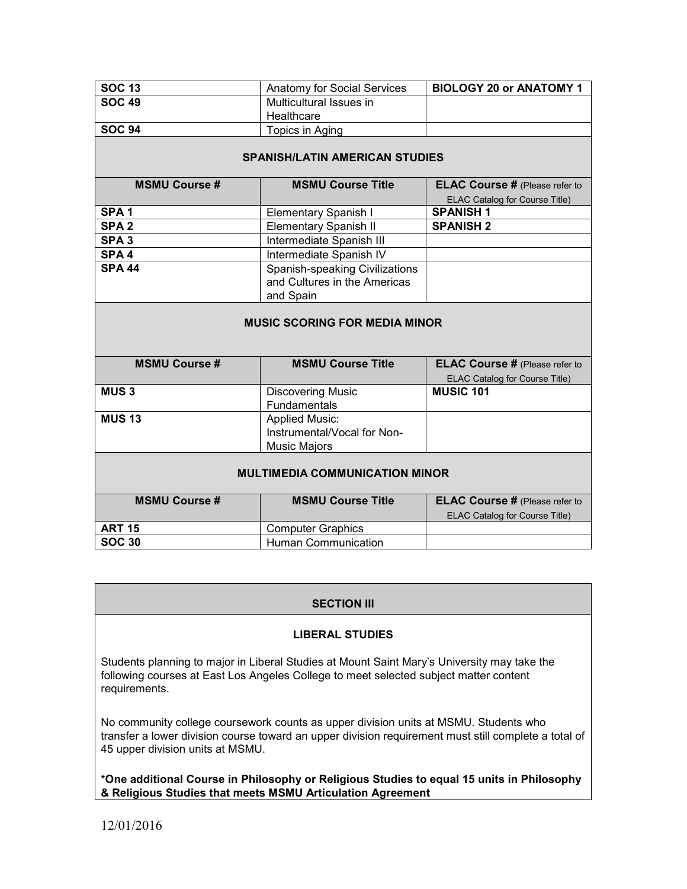| | | |
|---|---|---|
| **SOC 13** | Anatomy for Social Services | **BIOLOGY 20 or ANATOMY 1** |
| **SOC 49** | Multicultural Issues in Healthcare | |
| **SOC 94** | Topics in Aging | |

### SPANISH/LATIN AMERICAN STUDIES

| MSMU Course # | MSMU Course Title | ELAC Course # (Please refer to ELAC Catalog for Course Title) |
|---|---|---|
| **SPA 1** | Elementary Spanish I | **SPANISH 1** |
| **SPA 2** | Elementary Spanish II | **SPANISH 2** |
| **SPA 3** | Intermediate Spanish III | |
| **SPA 4** | Intermediate Spanish IV | |
| **SPA 44** | Spanish-speaking Civilizations and Cultures in the Americas and Spain | |

### MUSIC SCORING FOR MEDIA MINOR

| MSMU Course # | MSMU Course Title | ELAC Course # (Please refer to ELAC Catalog for Course Title) |
|---|---|---|
| **MUS 3** | Discovering Music Fundamentals | **MUSIC 101** |
| **MUS 13** | Applied Music: Instrumental/Vocal for Non-Music Majors | |

### MULTIMEDIA COMMUNICATION MINOR

| MSMU Course # | MSMU Course Title | ELAC Course # (Please refer to ELAC Catalog for Course Title) |
|---|---|---|
| **ART 15** | Computer Graphics | |
| **SOC 30** | Human Communication | |

## SECTION III

### LIBERAL STUDIES

Students planning to major in Liberal Studies at Mount Saint Mary's University may take the following courses at East Los Angeles College to meet selected subject matter content requirements.

No community college coursework counts as upper division units at MSMU. Students who transfer a lower division course toward an upper division requirement must still complete a total of 45 upper division units at MSMU.

**\*One additional Course in Philosophy or Religious Studies to equal 15 units in Philosophy & Religious Studies that meets MSMU Articulation Agreement**

12/01/2016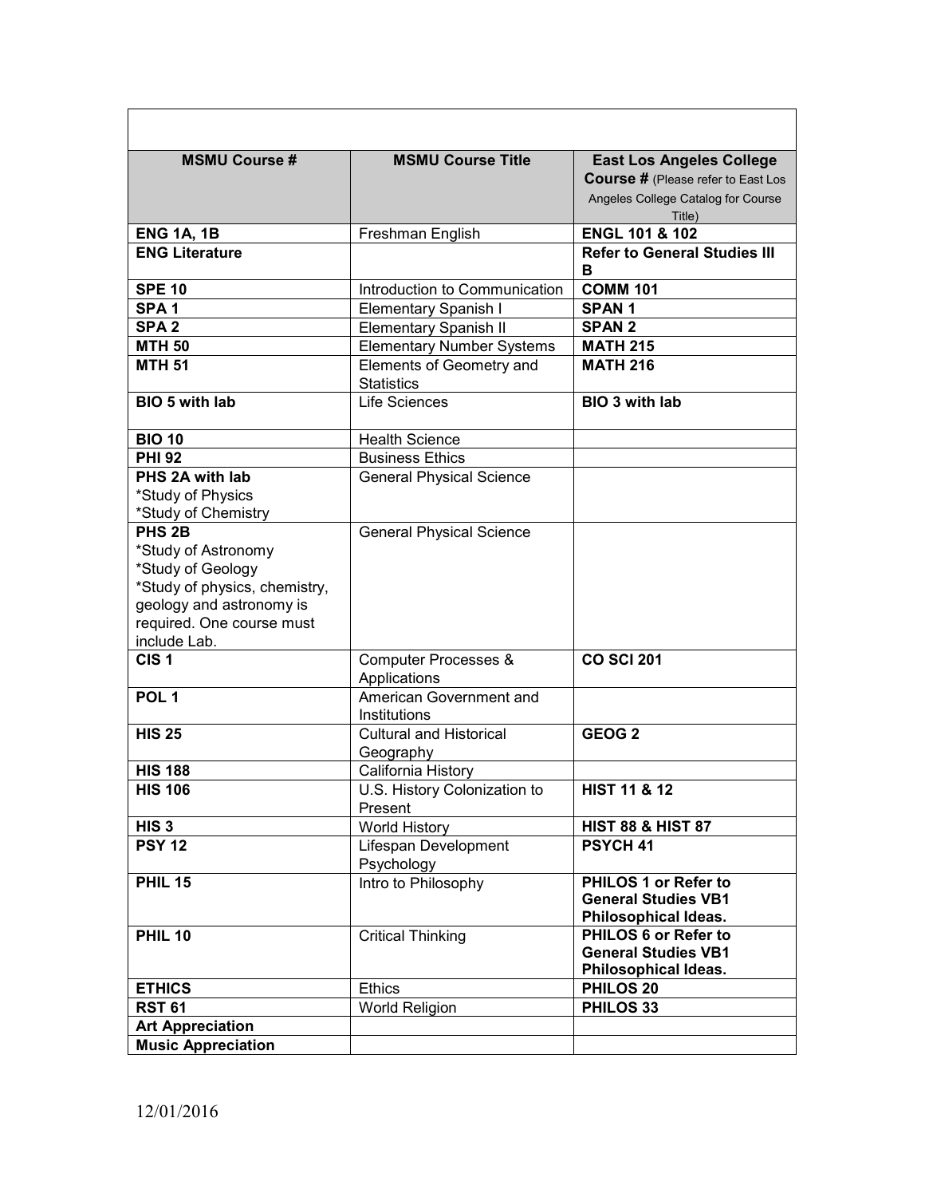| MSMU Course # | MSMU Course Title | East Los Angeles College Course # (Please refer to East Los Angeles College Catalog for Course Title) |
|---|---|---|
| **ENG 1A, 1B** | Freshman English | **ENGL 101 & 102** |
| **ENG Literature** | | **Refer to General Studies III B** |
| **SPE 10** | Introduction to Communication | **COMM 101** |
| **SPA 1** | Elementary Spanish I | **SPAN 1** |
| **SPA 2** | Elementary Spanish II | **SPAN 2** |
| **MTH 50** | Elementary Number Systems | **MATH 215** |
| **MTH 51** | Elements of Geometry and Statistics | **MATH 216** |
| **BIO 5 with lab** | Life Sciences | **BIO 3 with lab** |
| **BIO 10** | Health Science | |
| **PHI 92** | Business Ethics | |
| **PHS 2A with lab** *Study of Physics *Study of Chemistry | General Physical Science | |
| **PHS 2B** *Study of Astronomy *Study of Geology *Study of physics, chemistry, geology and astronomy is required. One course must include Lab. | General Physical Science | |
| **CIS 1** | Computer Processes & Applications | **CO SCI 201** |
| **POL 1** | American Government and Institutions | |
| **HIS 25** | Cultural and Historical Geography | **GEOG 2** |
| **HIS 188** | California History | |
| **HIS 106** | U.S. History Colonization to Present | **HIST 11 & 12** |
| **HIS 3** | World History | **HIST 88 & HIST 87** |
| **PSY 12** | Lifespan Development Psychology | **PSYCH 41** |
| **PHIL 15** | Intro to Philosophy | **PHILOS 1 or Refer to General Studies VB1 Philosophical Ideas.** |
| **PHIL 10** | Critical Thinking | **PHILOS 6 or Refer to General Studies VB1 Philosophical Ideas.** |
| **ETHICS** | Ethics | **PHILOS 20** |
| **RST 61** | World Religion | **PHILOS 33** |
| **Art Appreciation** | | |
| **Music Appreciation** | | |

12/01/2016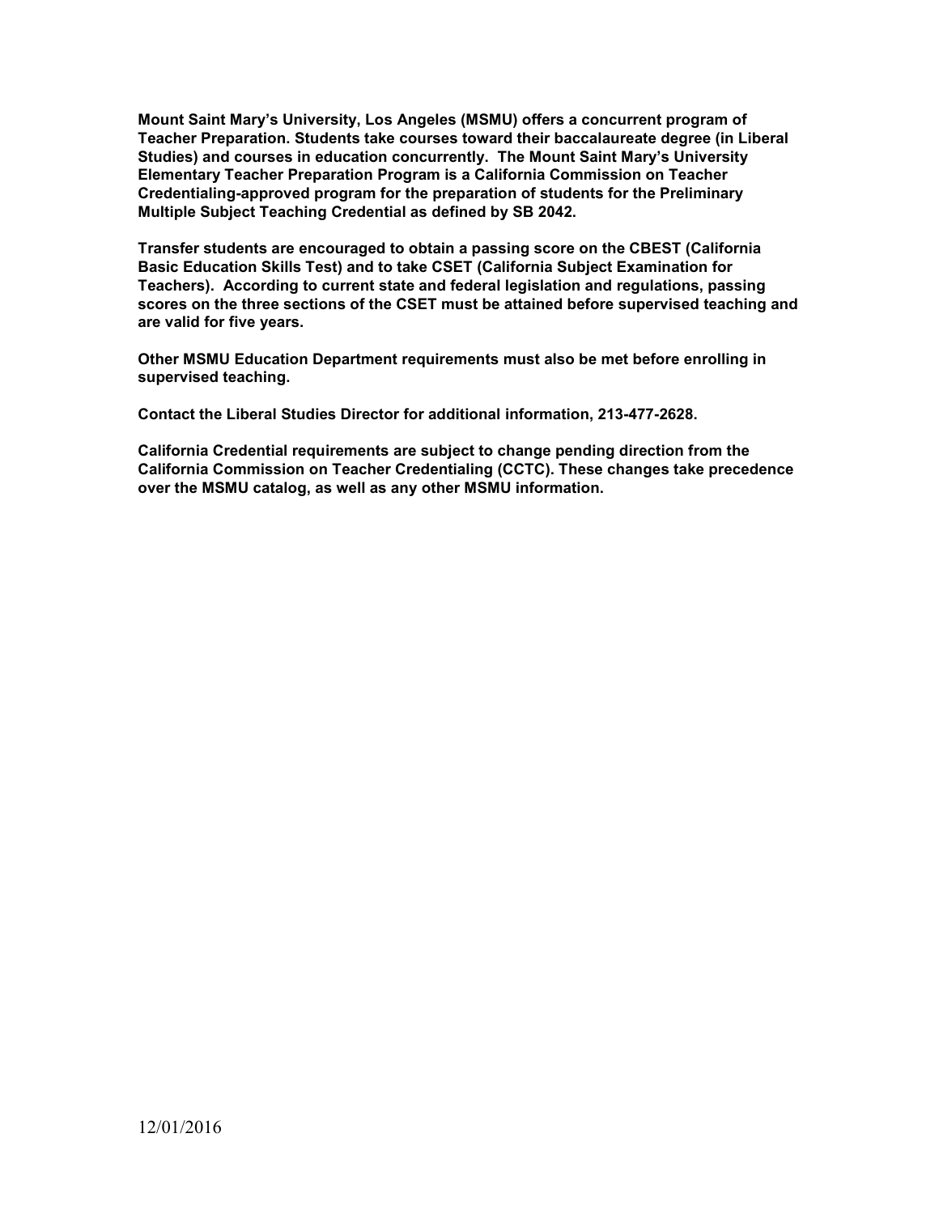**Mount Saint Mary's University, Los Angeles (MSMU) offers a concurrent program of Teacher Preparation. Students take courses toward their baccalaureate degree (in Liberal Studies) and courses in education concurrently. The Mount Saint Mary's University Elementary Teacher Preparation Program is a California Commission on Teacher Credentialing-approved program for the preparation of students for the Preliminary Multiple Subject Teaching Credential as defined by SB 2042.**

**Transfer students are encouraged to obtain a passing score on the CBEST (California Basic Education Skills Test) and to take CSET (California Subject Examination for Teachers). According to current state and federal legislation and regulations, passing scores on the three sections of the CSET must be attained before supervised teaching and are valid for five years.**

**Other MSMU Education Department requirements must also be met before enrolling in supervised teaching.**

**Contact the Liberal Studies Director for additional information, 213-477-2628.**

**California Credential requirements are subject to change pending direction from the California Commission on Teacher Credentialing (CCTC). These changes take precedence over the MSMU catalog, as well as any other MSMU information.**

12/01/2016